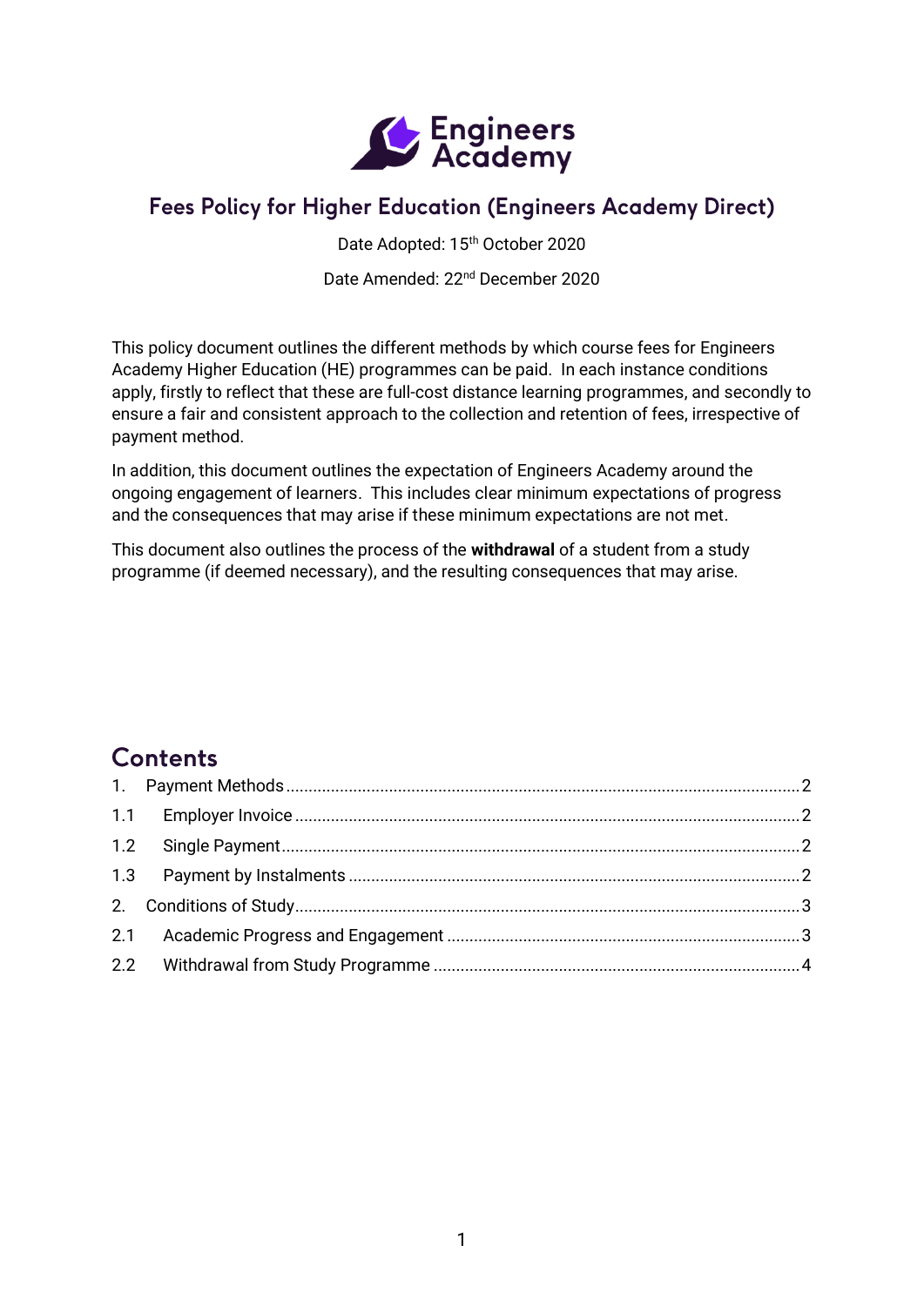Engineers Academy

# Fees Policy for Higher Education (Engineers Academy Direct)

Date Adopted: 15th October 2020

Date Amended: 22nd December 2020

This policy document outlines the different methods by which course fees for Engineers Academy Higher Education (HE) programmes can be paid. In each instance conditions apply, firstly to reflect that these are full-cost distance learning programmes, and secondly to ensure a fair and consistent approach to the collection and retention of fees, irrespective of payment method.

In addition, this document outlines the expectation of Engineers Academy around the ongoing engagement of learners. This includes clear minimum expectations of progress and the consequences that may arise if these minimum expectations are not met.

This document also outlines the process of the **withdrawal** of a student from a study programme (if deemed necessary), and the resulting consequences that may arise.

## Contents

1. Payment Methods ... 2
   - 1.1 Employer Invoice ... 2
   - 1.2 Single Payment ... 2
   - 1.3 Payment by Instalments ... 2
2. Conditions of Study ... 3
   - 2.1 Academic Progress and Engagement ... 3
   - 2.2 Withdrawal from Study Programme ... 4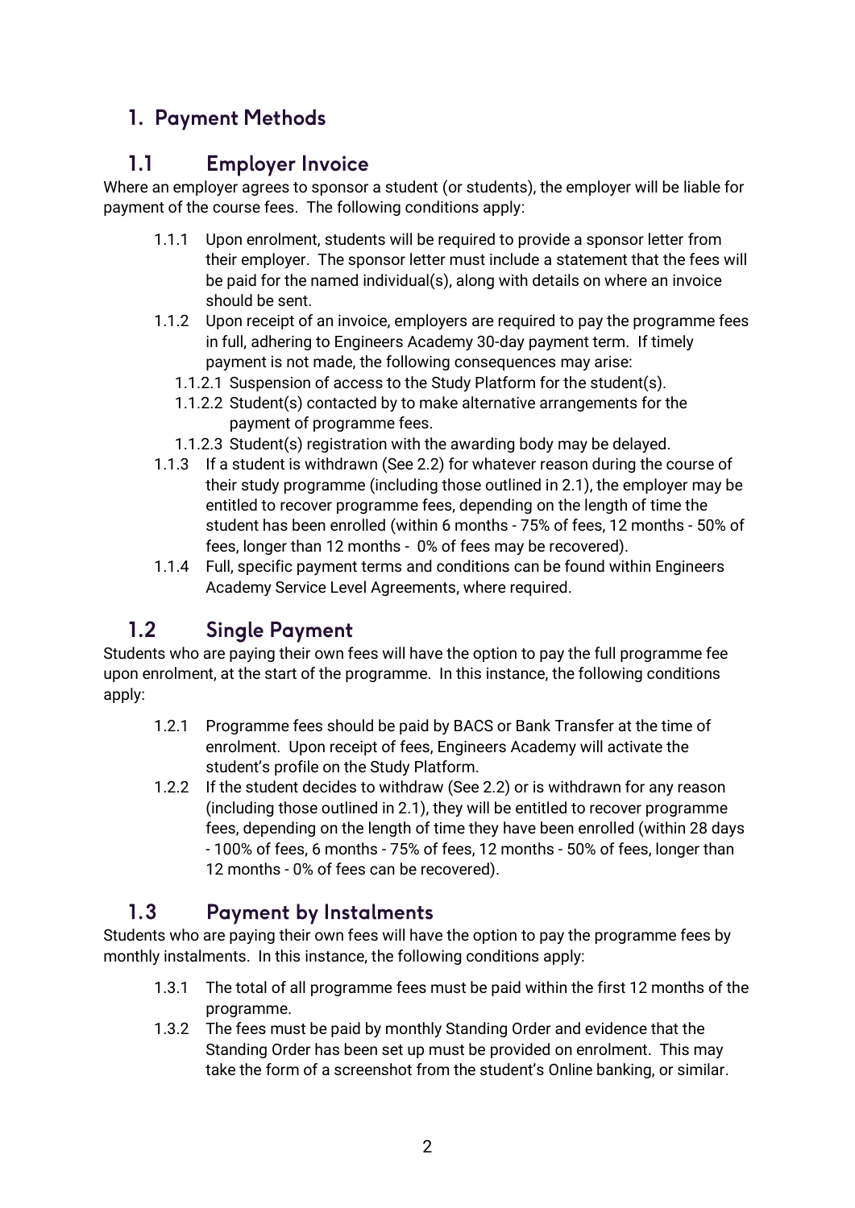# 1. Payment Methods

## 1.1 Employer Invoice

Where an employer agrees to sponsor a student (or students), the employer will be liable for payment of the course fees. The following conditions apply:

- 1.1.1 Upon enrolment, students will be required to provide a sponsor letter from their employer. The sponsor letter must include a statement that the fees will be paid for the named individual(s), along with details on where an invoice should be sent.
- 1.1.2 Upon receipt of an invoice, employers are required to pay the programme fees in full, adhering to Engineers Academy 30-day payment term. If timely payment is not made, the following consequences may arise:
  - 1.1.2.1 Suspension of access to the Study Platform for the student(s).
  - 1.1.2.2 Student(s) contacted by to make alternative arrangements for the payment of programme fees.
  - 1.1.2.3 Student(s) registration with the awarding body may be delayed.
- 1.1.3 If a student is withdrawn (See 2.2) for whatever reason during the course of their study programme (including those outlined in 2.1), the employer may be entitled to recover programme fees, depending on the length of time the student has been enrolled (within 6 months - 75% of fees, 12 months - 50% of fees, longer than 12 months - 0% of fees may be recovered).
- 1.1.4 Full, specific payment terms and conditions can be found within Engineers Academy Service Level Agreements, where required.

## 1.2 Single Payment

Students who are paying their own fees will have the option to pay the full programme fee upon enrolment, at the start of the programme. In this instance, the following conditions apply:

- 1.2.1 Programme fees should be paid by BACS or Bank Transfer at the time of enrolment. Upon receipt of fees, Engineers Academy will activate the student's profile on the Study Platform.
- 1.2.2 If the student decides to withdraw (See 2.2) or is withdrawn for any reason (including those outlined in 2.1), they will be entitled to recover programme fees, depending on the length of time they have been enrolled (within 28 days - 100% of fees, 6 months - 75% of fees, 12 months - 50% of fees, longer than 12 months - 0% of fees can be recovered).

## 1.3 Payment by Instalments

Students who are paying their own fees will have the option to pay the programme fees by monthly instalments. In this instance, the following conditions apply:

- 1.3.1 The total of all programme fees must be paid within the first 12 months of the programme.
- 1.3.2 The fees must be paid by monthly Standing Order and evidence that the Standing Order has been set up must be provided on enrolment. This may take the form of a screenshot from the student's Online banking, or similar.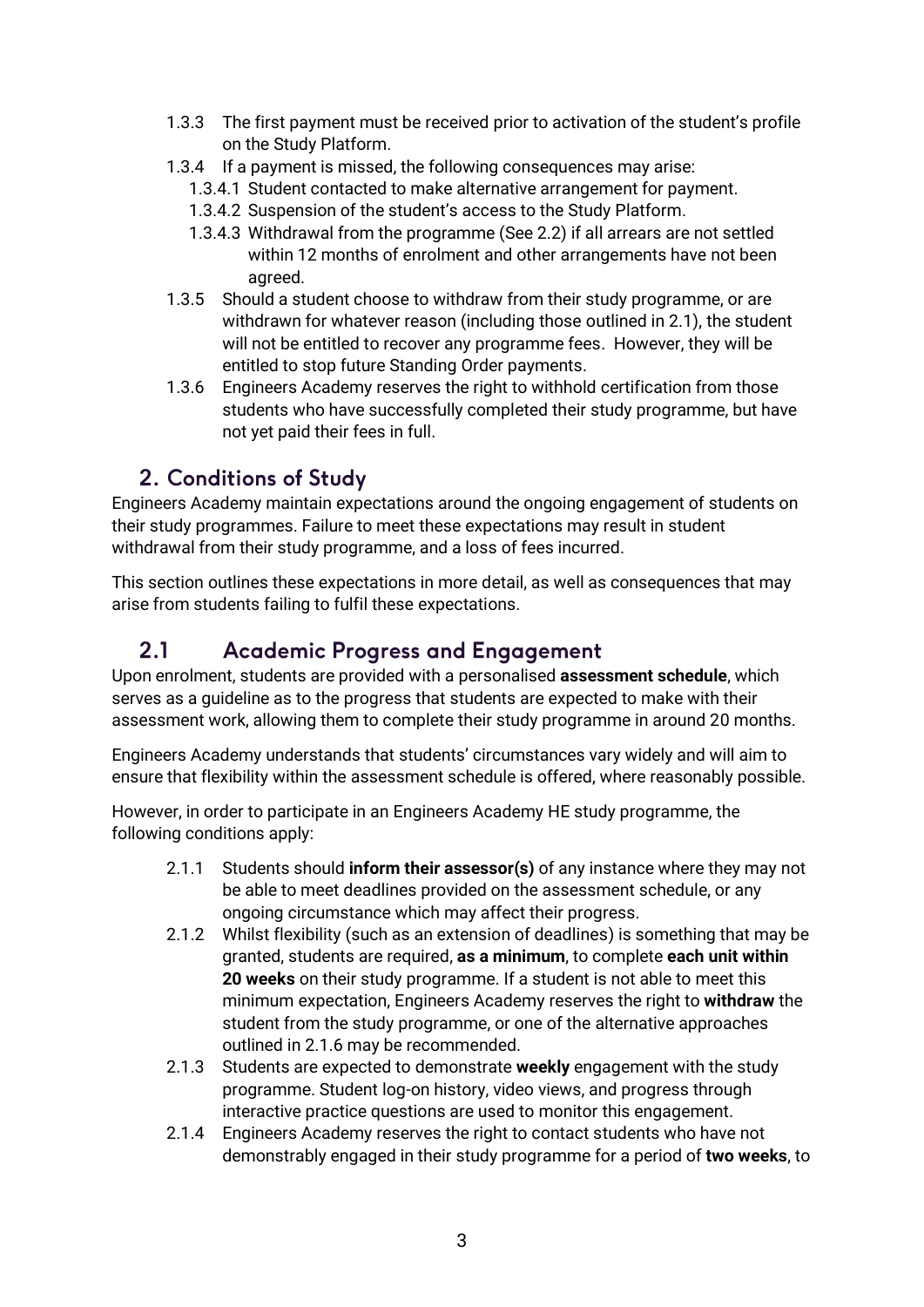1.3.3 The first payment must be received prior to activation of the student's profile on the Study Platform.

1.3.4 If a payment is missed, the following consequences may arise:

1.3.4.1 Student contacted to make alternative arrangement for payment.

1.3.4.2 Suspension of the student's access to the Study Platform.

1.3.4.3 Withdrawal from the programme (See 2.2) if all arrears are not settled within 12 months of enrolment and other arrangements have not been agreed.

1.3.5 Should a student choose to withdraw from their study programme, or are withdrawn for whatever reason (including those outlined in 2.1), the student will not be entitled to recover any programme fees. However, they will be entitled to stop future Standing Order payments.

1.3.6 Engineers Academy reserves the right to withhold certification from those students who have successfully completed their study programme, but have not yet paid their fees in full.

## 2. Conditions of Study

Engineers Academy maintain expectations around the ongoing engagement of students on their study programmes. Failure to meet these expectations may result in student withdrawal from their study programme, and a loss of fees incurred.

This section outlines these expectations in more detail, as well as consequences that may arise from students failing to fulfil these expectations.

### 2.1 Academic Progress and Engagement

Upon enrolment, students are provided with a personalised **assessment schedule**, which serves as a guideline as to the progress that students are expected to make with their assessment work, allowing them to complete their study programme in around 20 months.

Engineers Academy understands that students' circumstances vary widely and will aim to ensure that flexibility within the assessment schedule is offered, where reasonably possible.

However, in order to participate in an Engineers Academy HE study programme, the following conditions apply:

2.1.1 Students should **inform their assessor(s)** of any instance where they may not be able to meet deadlines provided on the assessment schedule, or any ongoing circumstance which may affect their progress.

2.1.2 Whilst flexibility (such as an extension of deadlines) is something that may be granted, students are required, **as a minimum**, to complete **each unit within 20 weeks** on their study programme. If a student is not able to meet this minimum expectation, Engineers Academy reserves the right to **withdraw** the student from the study programme, or one of the alternative approaches outlined in 2.1.6 may be recommended.

2.1.3 Students are expected to demonstrate **weekly** engagement with the study programme. Student log-on history, video views, and progress through interactive practice questions are used to monitor this engagement.

2.1.4 Engineers Academy reserves the right to contact students who have not demonstrably engaged in their study programme for a period of **two weeks**, to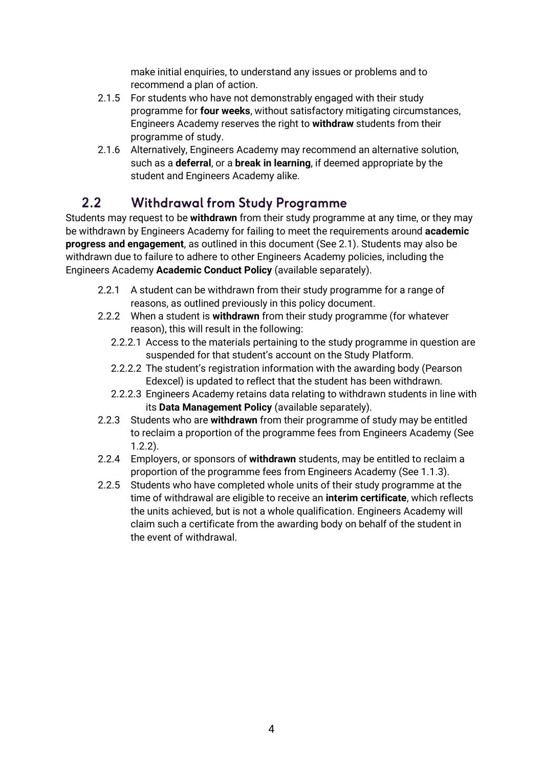make initial enquiries, to understand any issues or problems and to recommend a plan of action.

2.1.5 For students who have not demonstrably engaged with their study programme for **four weeks**, without satisfactory mitigating circumstances, Engineers Academy reserves the right to **withdraw** students from their programme of study.

2.1.6 Alternatively, Engineers Academy may recommend an alternative solution, such as a **deferral**, or a **break in learning**, if deemed appropriate by the student and Engineers Academy alike.

## 2.2 Withdrawal from Study Programme

Students may request to be **withdrawn** from their study programme at any time, or they may be withdrawn by Engineers Academy for failing to meet the requirements around **academic progress and engagement**, as outlined in this document (See 2.1). Students may also be withdrawn due to failure to adhere to other Engineers Academy policies, including the Engineers Academy **Academic Conduct Policy** (available separately).

2.2.1 A student can be withdrawn from their study programme for a range of reasons, as outlined previously in this policy document.

2.2.2 When a student is **withdrawn** from their study programme (for whatever reason), this will result in the following:

- 2.2.2.1 Access to the materials pertaining to the study programme in question are suspended for that student's account on the Study Platform.
- 2.2.2.2 The student's registration information with the awarding body (Pearson Edexcel) is updated to reflect that the student has been withdrawn.
- 2.2.2.3 Engineers Academy retains data relating to withdrawn students in line with its **Data Management Policy** (available separately).

2.2.3 Students who are **withdrawn** from their programme of study may be entitled to reclaim a proportion of the programme fees from Engineers Academy (See 1.2.2).

2.2.4 Employers, or sponsors of **withdrawn** students, may be entitled to reclaim a proportion of the programme fees from Engineers Academy (See 1.1.3).

2.2.5 Students who have completed whole units of their study programme at the time of withdrawal are eligible to receive an **interim certificate**, which reflects the units achieved, but is not a whole qualification. Engineers Academy will claim such a certificate from the awarding body on behalf of the student in the event of withdrawal.